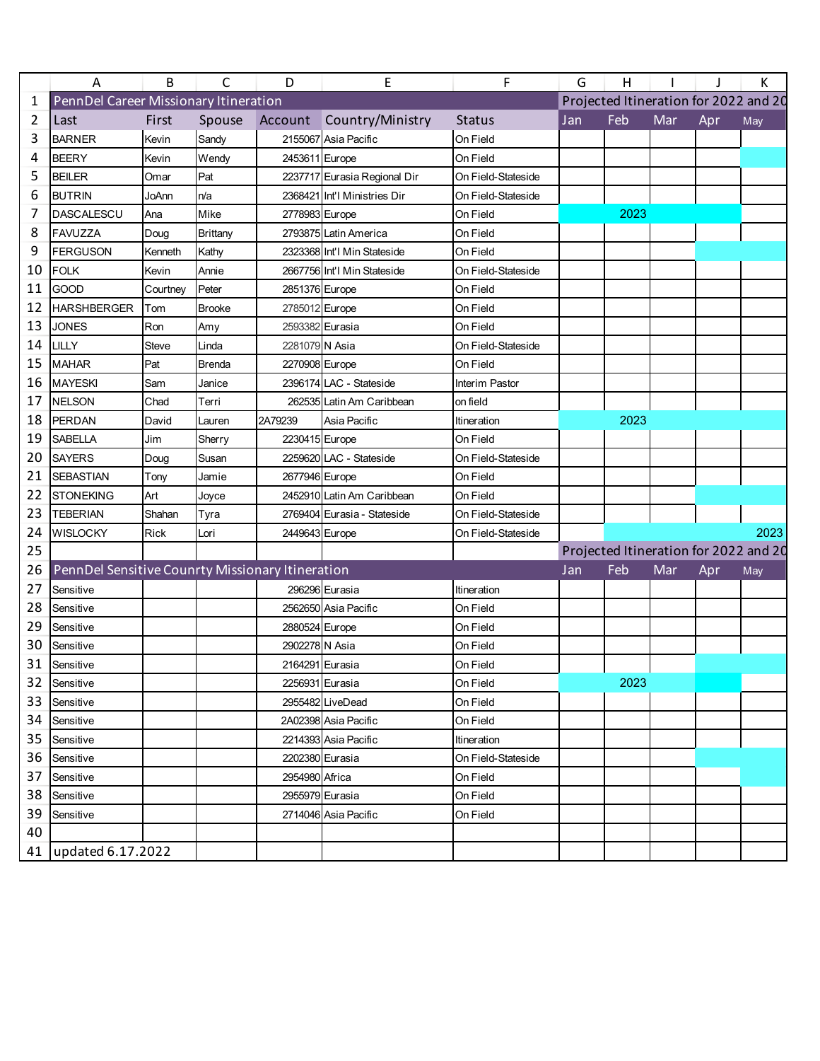| PennDel Career Missionary Itineration | | | | | | Projected Itineration for 2022 and 20 | | | | |
|---|---|---|---|---|---|---|---|---|---|---|
| Last | First | Spouse | Account | Country/Ministry | Status | Jan | Feb | Mar | Apr | May |
| BARNER | Kevin | Sandy | 2155067 | Asia Pacific | On Field | | | | | |
| BEERY | Kevin | Wendy | 2453611 | Europe | On Field | | | | | |
| BEILER | Omar | Pat | 2237717 | Eurasia Regional Dir | On Field-Stateside | | | | | |
| BUTRIN | JoAnn | n/a | 2368421 | Int'l Ministries Dir | On Field-Stateside | | | | | |
| DASCALESCU | Ana | Mike | 2778983 | Europe | On Field | | 2023 | | | |
| FAVUZZA | Doug | Brittany | 2793875 | Latin America | On Field | | | | | |
| FERGUSON | Kenneth | Kathy | 2323368 | Int'l Min Stateside | On Field | | | | | |
| FOLK | Kevin | Annie | 2667756 | Int'l Min Stateside | On Field-Stateside | | | | | |
| GOOD | Courtney | Peter | 2851376 | Europe | On Field | | | | | |
| HARSHBERGER | Tom | Brooke | 2785012 | Europe | On Field | | | | | |
| JONES | Ron | Amy | 2593382 | Eurasia | On Field | | | | | |
| LILLY | Steve | Linda | 2281079 | N Asia | On Field-Stateside | | | | | |
| MAHAR | Pat | Brenda | 2270908 | Europe | On Field | | | | | |
| MAYESKI | Sam | Janice | 2396174 | LAC - Stateside | Interim Pastor | | | | | |
| NELSON | Chad | Terri | 262535 | Latin Am Caribbean | on field | | | | | |
| PERDAN | David | Lauren | 2A79239 | Asia Pacific | Itineration | | 2023 | | | |
| SABELLA | Jim | Sherry | 2230415 | Europe | On Field | | | | | |
| SAYERS | Doug | Susan | 2259620 | LAC - Stateside | On Field-Stateside | | | | | |
| SEBASTIAN | Tony | Jamie | 2677946 | Europe | On Field | | | | | |
| STONEKING | Art | Joyce | 2452910 | Latin Am Caribbean | On Field | | | | | |
| TEBERIAN | Shahan | Tyra | 2769404 | Eurasia - Stateside | On Field-Stateside | | | | | |
| WISLOCKY | Rick | Lori | 2449643 | Europe | On Field-Stateside | | | | | 2023 |
| | | | | | | Projected Itineration for 2022 and 20 | | | | |
| PennDel Sensitive Counrty Missionary Itineration | | | | | | Jan | Feb | Mar | Apr | May |
| Sensitive | | | 296296 | Eurasia | Itineration | | | | | |
| Sensitive | | | 2562650 | Asia Pacific | On Field | | | | | |
| Sensitive | | | 2880524 | Europe | On Field | | | | | |
| Sensitive | | | 2902278 | N Asia | On Field | | | | | |
| Sensitive | | | 2164291 | Eurasia | On Field | | | | | |
| Sensitive | | | 2256931 | Eurasia | On Field | | 2023 | | | |
| Sensitive | | | 2955482 | LiveDead | On Field | | | | | |
| Sensitive | | | 2A02398 | Asia Pacific | On Field | | | | | |
| Sensitive | | | 2214393 | Asia Pacific | Itineration | | | | | |
| Sensitive | | | 2202380 | Eurasia | On Field-Stateside | | | | | |
| Sensitive | | | 2954980 | Africa | On Field | | | | | |
| Sensitive | | | 2955979 | Eurasia | On Field | | | | | |
| Sensitive | | | 2714046 | Asia Pacific | On Field | | | | | |
| | | | | | | | | | | |
| updated 6.17.2022 | | | | | | | | | | |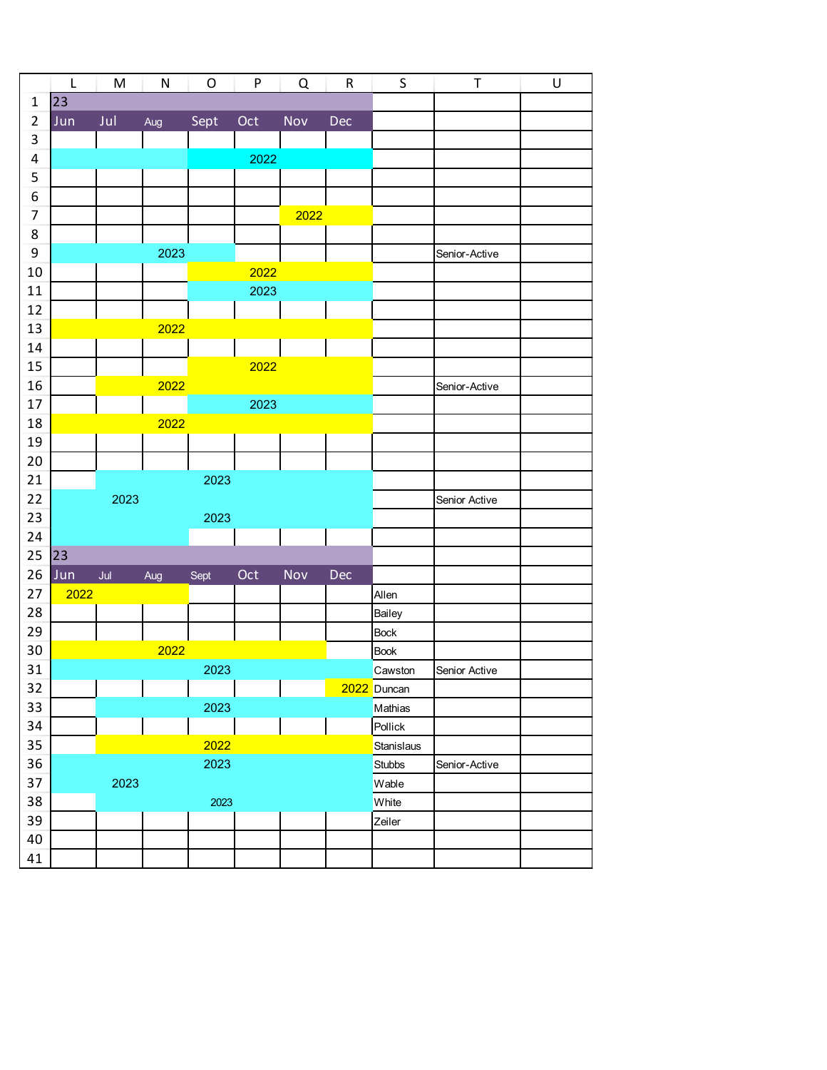| | L | M | N | O | P | Q | R | S | T | U |
|---|---|---|---|---|---|---|---|---|---|---|
| 1 | 23 | | | | | | | | | |
| 2 | Jun | Jul | Aug | Sept | Oct | Nov | Dec | | | |
| 3 | | | | | | | | | | |
| 4 | | | | | 2022 | | | | | |
| 5 | | | | | | | | | | |
| 6 | | | | | | | | | | |
| 7 | | | | | | 2022 | | | | |
| 8 | | | | | | | | | | |
| 9 | | | 2023 | | | | | | Senior-Active | |
| 10 | | | | | 2022 | | | | | |
| 11 | | | | | 2023 | | | | | |
| 12 | | | | | | | | | | |
| 13 | | | 2022 | | | | | | | |
| 14 | | | | | | | | | | |
| 15 | | | | | 2022 | | | | | |
| 16 | | | 2022 | | | | | | Senior-Active | |
| 17 | | | | | 2023 | | | | | |
| 18 | | | 2022 | | | | | | | |
| 19 | | | | | | | | | | |
| 20 | | | | | | | | | | |
| 21 | | | | 2023 | | | | | | |
| 22 | | 2023 | | | | | | | Senior Active | |
| 23 | | | | 2023 | | | | | | |
| 24 | | | | | | | | | | |
| 25 | 23 | | | | | | | | | |
| 26 | Jun | Jul | Aug | Sept | Oct | Nov | Dec | | | |
| 27 | 2022 | | | | | | | Allen | | |
| 28 | | | | | | | | Bailey | | |
| 29 | | | | | | | | Bock | | |
| 30 | | | 2022 | | | | | Book | | |
| 31 | | | | 2023 | | | | Cawston | Senior Active | |
| 32 | | | | | | | 2022 | Duncan | | |
| 33 | | | | 2023 | | | | Mathias | | |
| 34 | | | | | | | | Pollick | | |
| 35 | | | | 2022 | | | | Stanislaus | | |
| 36 | | | | 2023 | | | | Stubbs | Senior-Active | |
| 37 | | 2023 | | | | | | Wable | | |
| 38 | | | | 2023 | | | | White | | |
| 39 | | | | | | | | Zeiler | | |
| 40 | | | | | | | | | | |
| 41 | | | | | | | | | | |